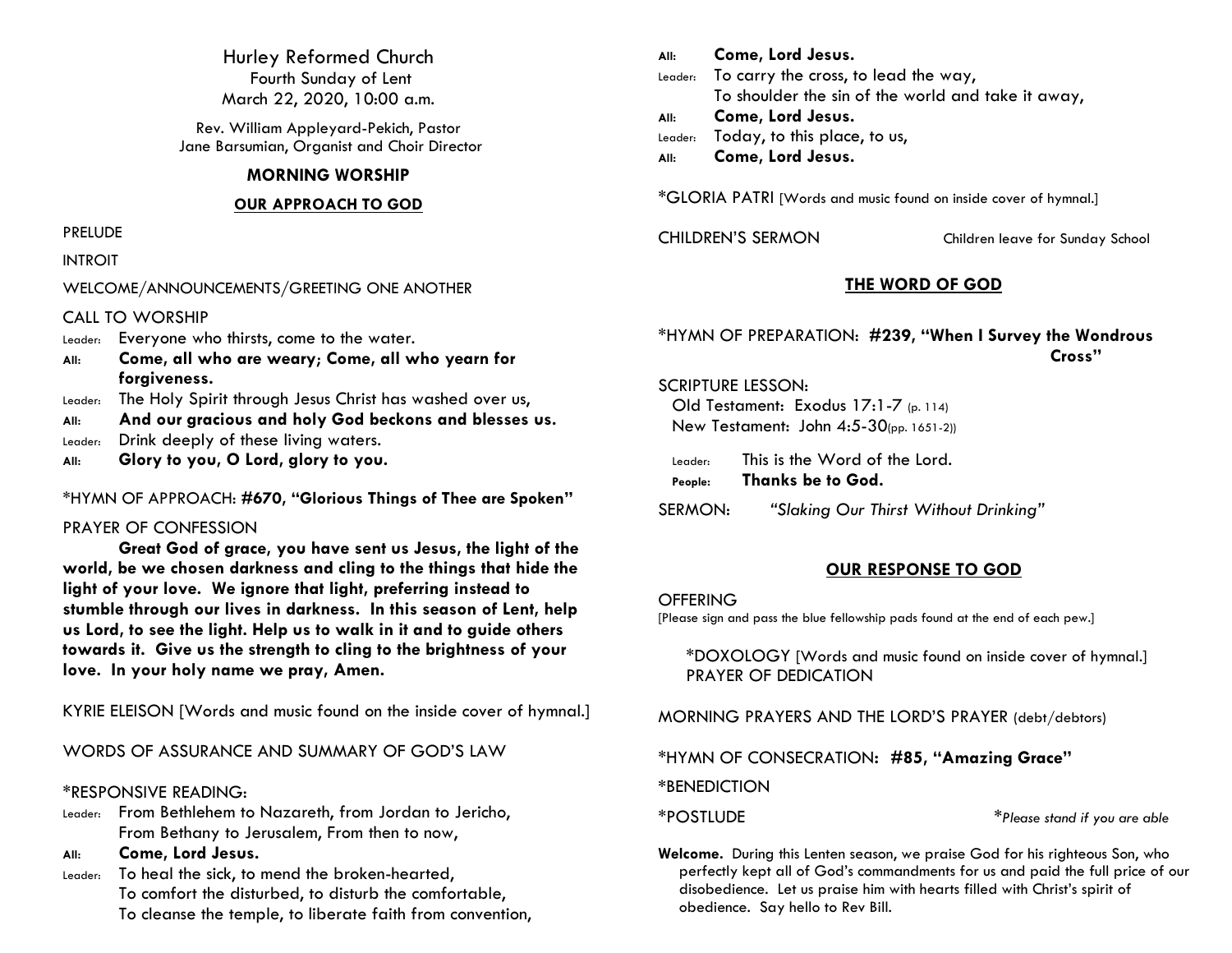# Hurley Reformed Church

Fourth Sunday of Lent
March 22, 2020, 10:00 a.m.

Rev. William Appleyard-Pekich, Pastor
Jane Barsumian, Organist and Choir Director

## MORNING WORSHIP

### OUR APPROACH TO GOD

PRELUDE

INTROIT

WELCOME/ANNOUNCEMENTS/GREETING ONE ANOTHER

CALL TO WORSHIP

Leader: Everyone who thirsts, come to the water.
**All: Come, all who are weary; Come, all who yearn for forgiveness.**
Leader: The Holy Spirit through Jesus Christ has washed over us,
**All: And our gracious and holy God beckons and blesses us.**
Leader: Drink deeply of these living waters.
**All: Glory to you, O Lord, glory to you.**

*HYMN OF APPROACH: **#670, "Glorious Things of Thee are Spoken"**

PRAYER OF CONFESSION

**Great God of grace, you have sent us Jesus, the light of the world, be we chosen darkness and cling to the things that hide the light of your love. We ignore that light, preferring instead to stumble through our lives in darkness. In this season of Lent, help us Lord, to see the light. Help us to walk in it and to guide others towards it. Give us the strength to cling to the brightness of your love. In your holy name we pray, Amen.**

KYRIE ELEISON [Words and music found on the inside cover of hymnal.]

WORDS OF ASSURANCE AND SUMMARY OF GOD'S LAW

*RESPONSIVE READING:

Leader: From Bethlehem to Nazareth, from Jordan to Jericho,
From Bethany to Jerusalem, From then to now,
**All: Come, Lord Jesus.**
Leader: To heal the sick, to mend the broken-hearted,
To comfort the disturbed, to disturb the comfortable,
To cleanse the temple, to liberate faith from convention,
**All: Come, Lord Jesus.**
Leader: To carry the cross, to lead the way,
To shoulder the sin of the world and take it away,
**All: Come, Lord Jesus.**
Leader: Today, to this place, to us,
**All: Come, Lord Jesus.**

*GLORIA PATRI [Words and music found on inside cover of hymnal.]

CHILDREN'S SERMON — Children leave for Sunday School

### THE WORD OF GOD

*HYMN OF PREPARATION: **#239, "When I Survey the Wondrous Cross"**

SCRIPTURE LESSON:
Old Testament: Exodus 17:1-7 (p. 114)
New Testament: John 4:5-30(pp. 1651-2))

Leader: This is the Word of the Lord.
**People: Thanks be to God.**

SERMON: *"Slaking Our Thirst Without Drinking"*

### OUR RESPONSE TO GOD

OFFERING
[Please sign and pass the blue fellowship pads found at the end of each pew.]

*DOXOLOGY [Words and music found on inside cover of hymnal.]
PRAYER OF DEDICATION

MORNING PRAYERS AND THE LORD'S PRAYER (debt/debtors)

*HYMN OF CONSECRATION: **#85, "Amazing Grace"**

*BENEDICTION

*POSTLUDE

**Please stand if you are able*

**Welcome.** During this Lenten season, we praise God for his righteous Son, who perfectly kept all of God's commandments for us and paid the full price of our disobedience. Let us praise him with hearts filled with Christ's spirit of obedience. Say hello to Rev Bill.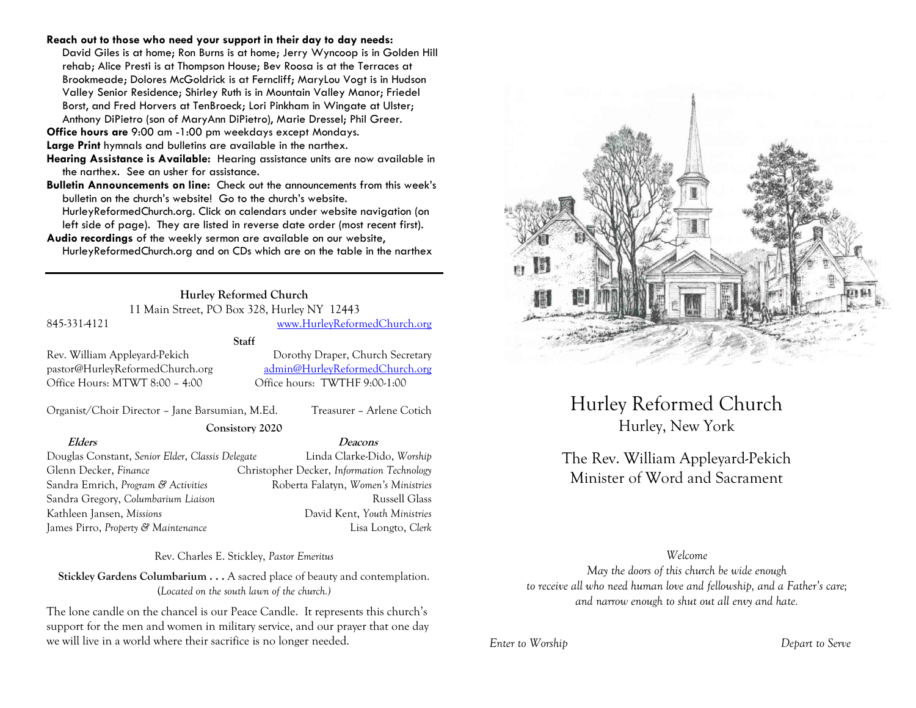**Reach out to those who need your support in their day to day needs:** David Giles is at home; Ron Burns is at home; Jerry Wyncoop is in Golden Hill rehab; Alice Presti is at Thompson House; Bev Roosa is at the Terraces at Brookmeade; Dolores McGoldrick is at Ferncliff; MaryLou Vogt is in Hudson Valley Senior Residence; Shirley Ruth is in Mountain Valley Manor; Friedel Borst, and Fred Horvers at TenBroeck; Lori Pinkham in Wingate at Ulster; Anthony DiPietro (son of MaryAnn DiPietro), Marie Dressel; Phil Greer.

**Office hours are** 9:00 am -1:00 pm weekdays except Mondays.

**Large Print** hymnals and bulletins are available in the narthex.

**Hearing Assistance is Available:** Hearing assistance units are now available in the narthex. See an usher for assistance.

**Bulletin Announcements on line:** Check out the announcements from this week's bulletin on the church's website! Go to the church's website. HurleyReformedChurch.org. Click on calendars under website navigation (on left side of page). They are listed in reverse date order (most recent first).

**Audio recordings** of the weekly sermon are available on our website, HurleyReformedChurch.org and on CDs which are on the table in the narthex

---

**Hurley Reformed Church**
11 Main Street, PO Box 328, Hurley NY 12443
845-331-4121 www.HurleyReformedChurch.org

**Staff**

| | |
|---|---|
| Rev. William Appleyard-Pekich | Dorothy Draper, Church Secretary |
| pastor@HurleyReformedChurch.org | admin@HurleyReformedChurch.org |
| Office Hours: MTWT 8:00 – 4:00 | Office hours: TWTHF 9:00-1:00 |

Organist/Choir Director – Jane Barsumian, M.Ed. Treasurer – Arlene Cotich

**Consistory 2020**

| ***Elders*** | ***Deacons*** |
|---|---|
| Douglas Constant, *Senior Elder, Classis Delegate* | Linda Clarke-Dido, *Worship* |
| Glenn Decker, *Finance* | Christopher Decker, *Information Technology* |
| Sandra Emrich, *Program & Activities* | Roberta Falatyn, *Women's Ministries* |
| Sandra Gregory, *Columbarium Liaison* | Russell Glass |
| Kathleen Jansen, *Missions* | David Kent, *Youth Ministries* |
| James Pirro, *Property & Maintenance* | Lisa Longto, *Clerk* |

Rev. Charles E. Stickley, *Pastor Emeritus*

**Stickley Gardens Columbarium . . .** A sacred place of beauty and contemplation. (*Located on the south lawn of the church.)*

The lone candle on the chancel is our Peace Candle. It represents this church's support for the men and women in military service, and our prayer that one day we will live in a world where their sacrifice is no longer needed.

# Hurley Reformed Church

## Hurley, New York

### The Rev. William Appleyard-Pekich
### Minister of Word and Sacrament

*Welcome*
*May the doors of this church be wide enough*
*to receive all who need human love and fellowship, and a Father's care;*
*and narrow enough to shut out all envy and hate.*

*Enter to Worship* *Depart to Serve*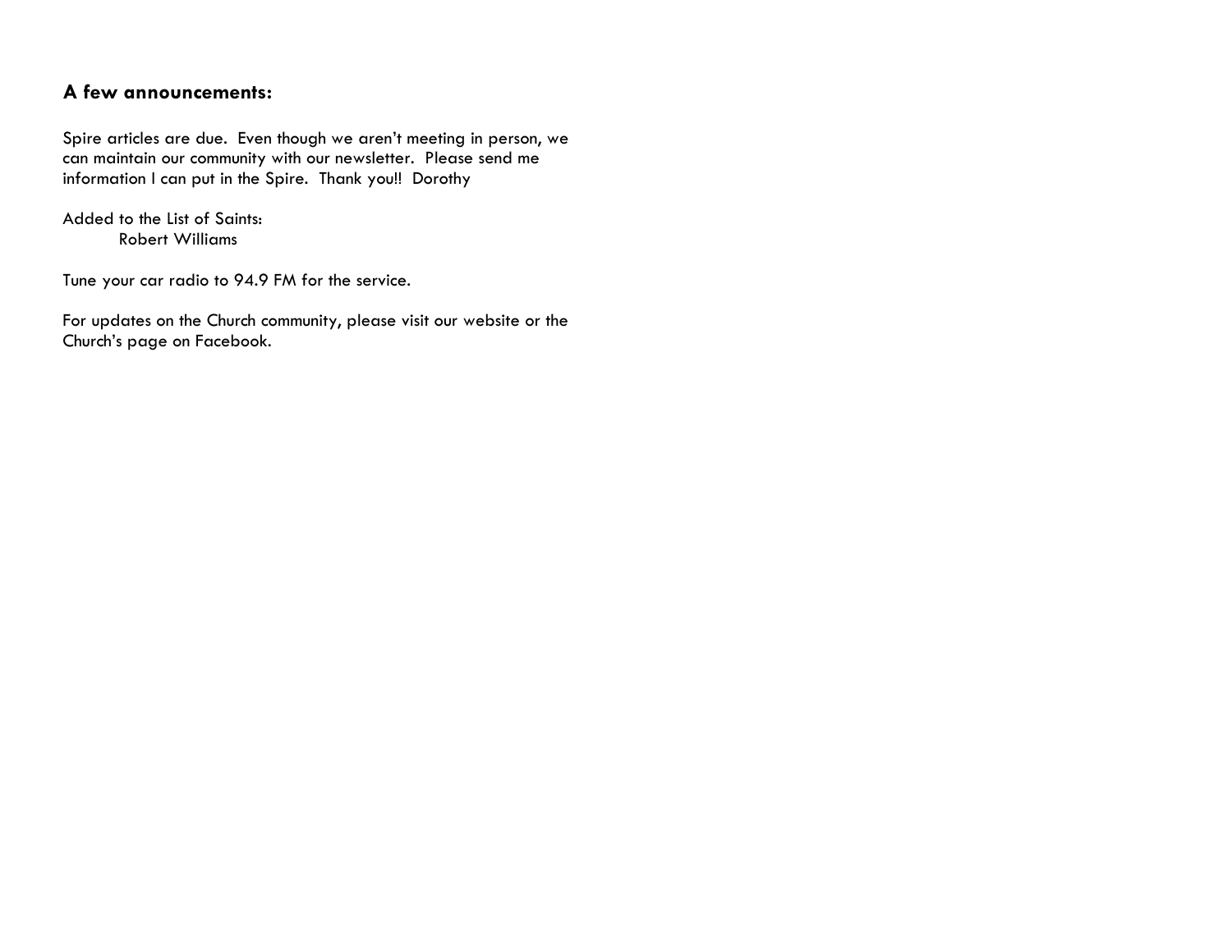### A few announcements:

Spire articles are due. Even though we aren't meeting in person, we can maintain our community with our newsletter. Please send me information I can put in the Spire. Thank you!! Dorothy

Added to the List of Saints:
Robert Williams

Tune your car radio to 94.9 FM for the service.

For updates on the Church community, please visit our website or the Church's page on Facebook.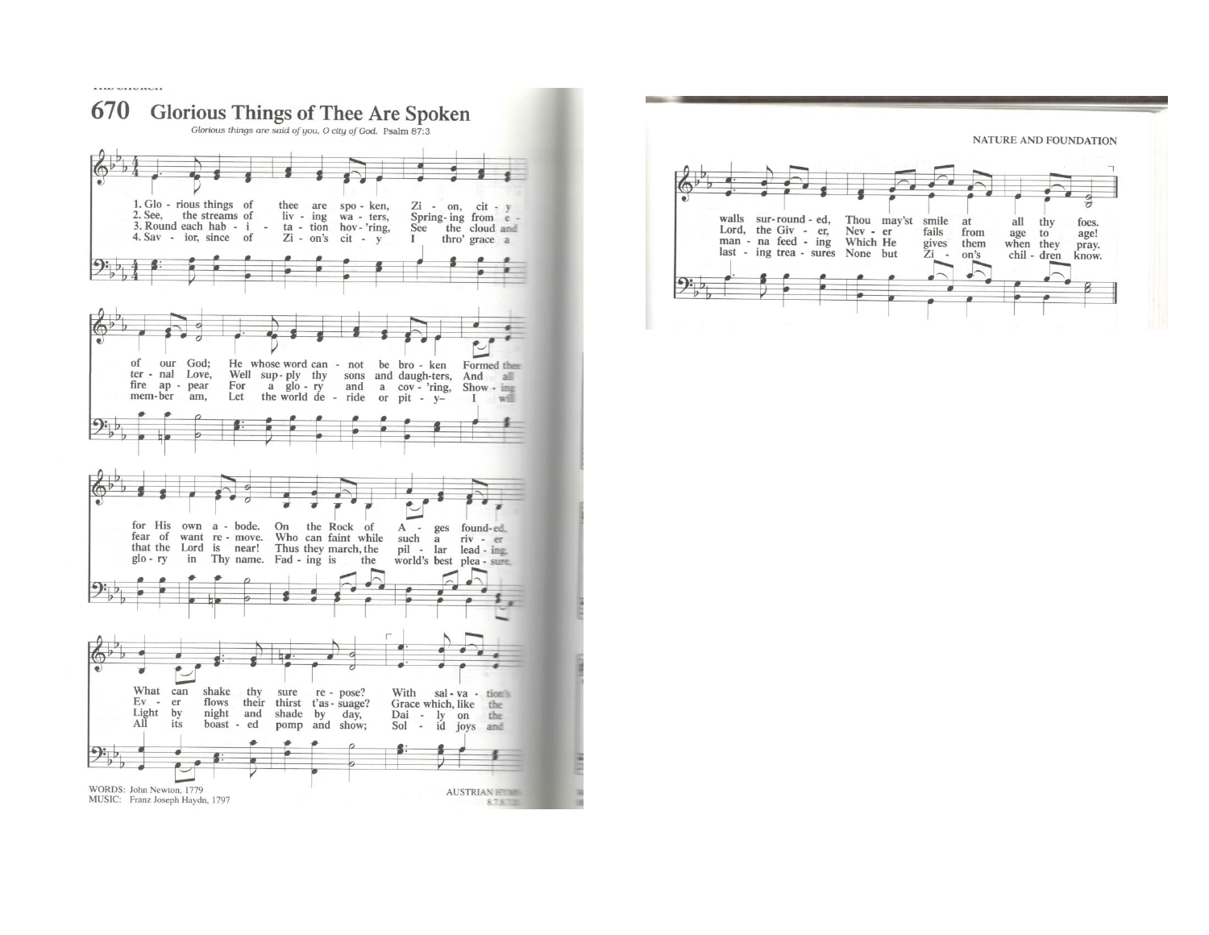# 670 Glorious Things of Thee Are Spoken

*Glorious things are said of you, O city of God.* Psalm 87:3

1. Glorious things of thee are spoken,
Zion, city of our God;
He whose word cannot be broken
Formed thee for His own abode.
On the Rock of Ages founded,
What can shake thy sure repose?
With salvation's walls surrounded,
Thou may'st smile at all thy foes.

2. See, the streams of living waters,
Springing from eternal Love,
Well supply thy sons and daughters,
And all fear of want remove.
Who can faint while such a river
Ever flows their thirst t'assuage?
Grace which, like the Lord, the Giver,
Never fails from age to age!

3. Round each habitation hov'ring,
See the cloud and fire appear
For a glory and a cov'ring,
Showing that the Lord is near!
Thus they march, the pillar leading,
Light by night and shade by day,
Daily on the manna feeding
Which He gives them when they pray.

4. Savior, since of Zion's city
I thro' grace a member am,
Let the world deride or pity—
I will glory in Thy name.
Fading is the world's best pleasure,
All its boasted pomp and show;
Solid joys and lasting treasures
None but Zion's children know.

WORDS: John Newton, 1779
MUSIC: Franz Joseph Haydn, 1797

AUSTRIAN HYMN
8.7.8.7.D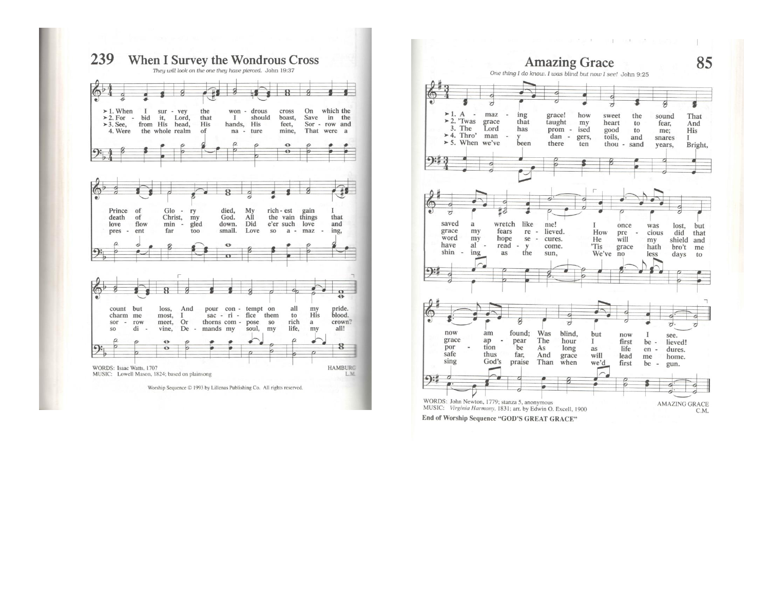## 239 When I Survey the Wondrous Cross

*They will look on the one they have pierced.* John 19:37

1. When I survey the wondrous cross On which the Prince of Glory died, My richest gain I count but loss, And pour contempt on all my pride.
2. Forbid it, Lord, that I should boast, Save in the death of Christ, my God. All the vain things that charm me most, I sacrifice them to His blood.
3. See, from His head, His hands, His feet, Sorrow and love flow mingled down. Did e'er such love and sorrow meet, Or thorns compose so rich a crown?
4. Were the whole realm of nature mine, That were a present far too small. Love so amazing, so divine, Demands my soul, my life, my all!

WORDS: Isaac Watts, 1707
MUSIC: Lowell Mason, 1824; based on plainsong

HAMBURG
L.M.

Worship Sequence © 1993 by Lillenas Publishing Co. All rights reserved.

## Amazing Grace 85

*One thing I do know. I was blind but now I see!* John 9:25

1. Amazing grace! how sweet the sound That saved a wretch like me! I once was lost, but now am found; Was blind, but now I see.
2. 'Twas grace that taught my heart to fear, And grace my fears relieved. How precious did that grace appear The hour I first believed!
3. The Lord has promised good to me; His word my hope secures. He will my shield and portion be As long as life endures.
4. Thro' many dangers, toils, and snares I have already come. 'Tis grace hath bro't me safe thus far, And grace will lead me home.
5. When we've been there ten thousand years, Bright, shining as the sun, We've no less days to sing God's praise Than when we'd first begun.

WORDS: John Newton, 1779; stanza 5, anonymous
MUSIC: *Virginia Harmony*, 1831; arr. by Edwin O. Excell, 1900

AMAZING GRACE
C.M.

**End of Worship Sequence "GOD'S GREAT GRACE"**